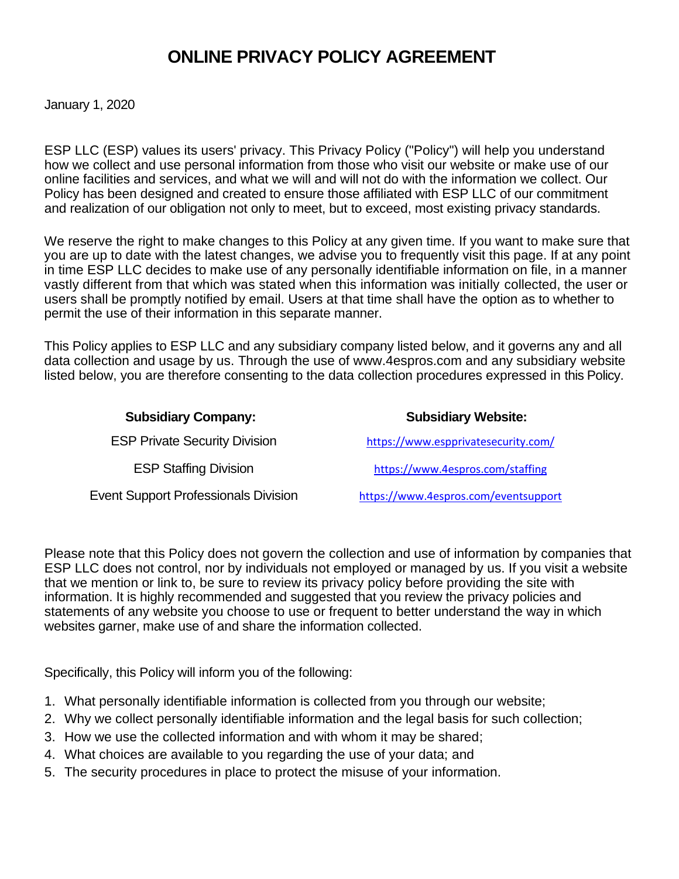# ONLINE PRIVACY POLICY AGREEMENT

January 1, 2020

ESP LLC (ESP) values its users' privacy. This Privacy Policy ("Policy") will help you understand how we collect and use personal information from those who visit our website or make use of our online facilities and services, and what we will and will not do with the information we collect. Our Policy has been designed and created to ensure those affiliated with ESP LLC of our commitment and realization of our obligation not only to meet, but to exceed, most existing privacy standards.

We reserve the right to make changes to this Policy at any given time. If you want to make sure that you are up to date with the latest changes, we advise you to frequently visit this page. If at any point in time ESP LLC decides to make use of any personally identifiable information on file, in a manner vastly different from that which was stated when this information was initially collected, the user or users shall be promptly notified by email. Users at that time shall have the option as to whether to permit the use of their information in this separate manner.

This Policy applies to ESP LLC and any subsidiary company listed below, and it governs any and all data collection and usage by us. Through the use of www.4espros.com and any subsidiary website listed below, you are therefore consenting to the data collection procedures expressed in this Policy.

| **Subsidiary Company:** | **Subsidiary Website:** |
|---|---|
| ESP Private Security Division | https://www.espprivatesecurity.com/ |
| ESP Staffing Division | https://www.4espros.com/staffing |
| Event Support Professionals Division | https://www.4espros.com/eventsupport |

Please note that this Policy does not govern the collection and use of information by companies that ESP LLC does not control, nor by individuals not employed or managed by us. If you visit a website that we mention or link to, be sure to review its privacy policy before providing the site with information. It is highly recommended and suggested that you review the privacy policies and statements of any website you choose to use or frequent to better understand the way in which websites garner, make use of and share the information collected.

Specifically, this Policy will inform you of the following:

1. What personally identifiable information is collected from you through our website;
2. Why we collect personally identifiable information and the legal basis for such collection;
3. How we use the collected information and with whom it may be shared;
4. What choices are available to you regarding the use of your data; and
5. The security procedures in place to protect the misuse of your information.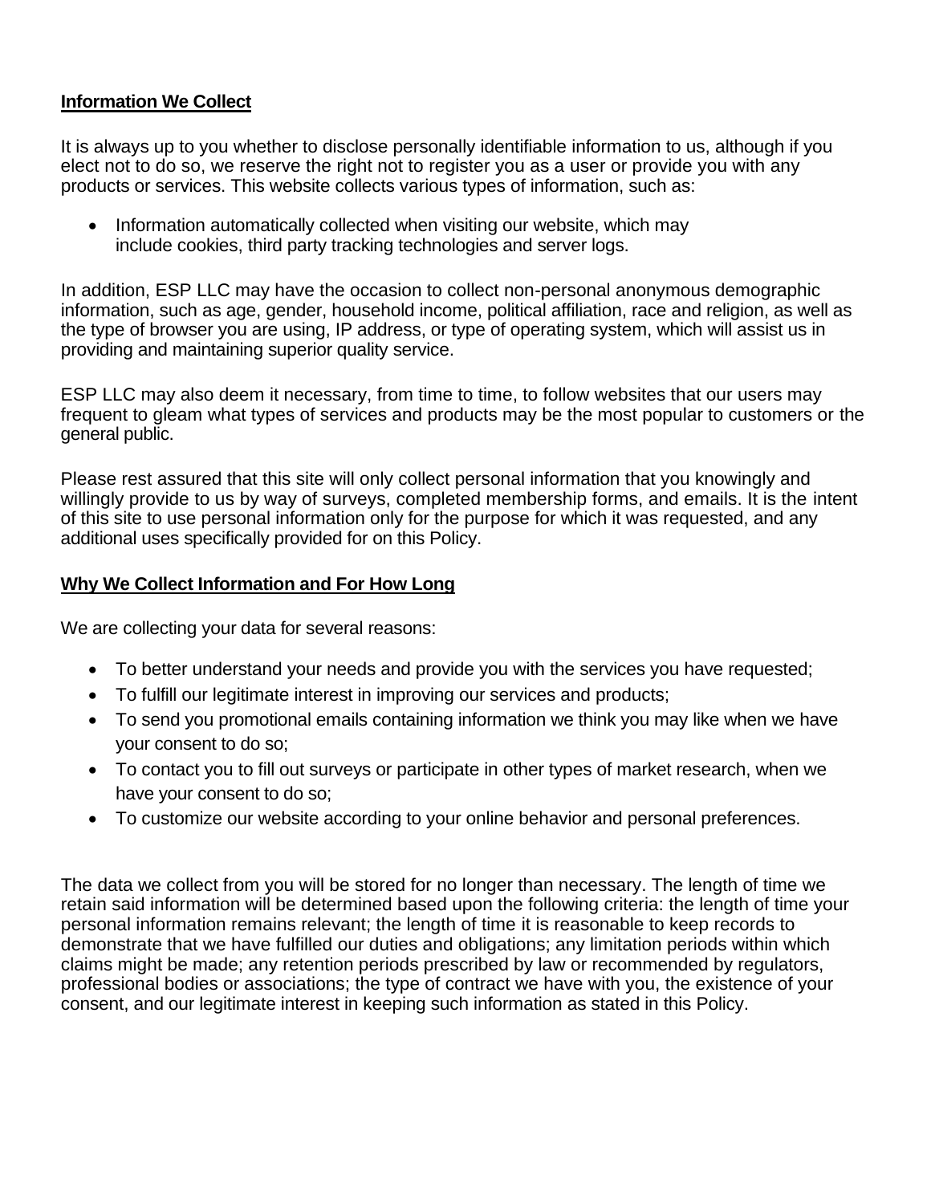**Information We Collect**

It is always up to you whether to disclose personally identifiable information to us, although if you elect not to do so, we reserve the right not to register you as a user or provide you with any products or services. This website collects various types of information, such as:

- Information automatically collected when visiting our website, which may include cookies, third party tracking technologies and server logs.

In addition, ESP LLC may have the occasion to collect non-personal anonymous demographic information, such as age, gender, household income, political affiliation, race and religion, as well as the type of browser you are using, IP address, or type of operating system, which will assist us in providing and maintaining superior quality service.

ESP LLC may also deem it necessary, from time to time, to follow websites that our users may frequent to gleam what types of services and products may be the most popular to customers or the general public.

Please rest assured that this site will only collect personal information that you knowingly and willingly provide to us by way of surveys, completed membership forms, and emails. It is the intent of this site to use personal information only for the purpose for which it was requested, and any additional uses specifically provided for on this Policy.

**Why We Collect Information and For How Long**

We are collecting your data for several reasons:

- To better understand your needs and provide you with the services you have requested;
- To fulfill our legitimate interest in improving our services and products;
- To send you promotional emails containing information we think you may like when we have your consent to do so;
- To contact you to fill out surveys or participate in other types of market research, when we have your consent to do so;
- To customize our website according to your online behavior and personal preferences.

The data we collect from you will be stored for no longer than necessary. The length of time we retain said information will be determined based upon the following criteria: the length of time your personal information remains relevant; the length of time it is reasonable to keep records to demonstrate that we have fulfilled our duties and obligations; any limitation periods within which claims might be made; any retention periods prescribed by law or recommended by regulators, professional bodies or associations; the type of contract we have with you, the existence of your consent, and our legitimate interest in keeping such information as stated in this Policy.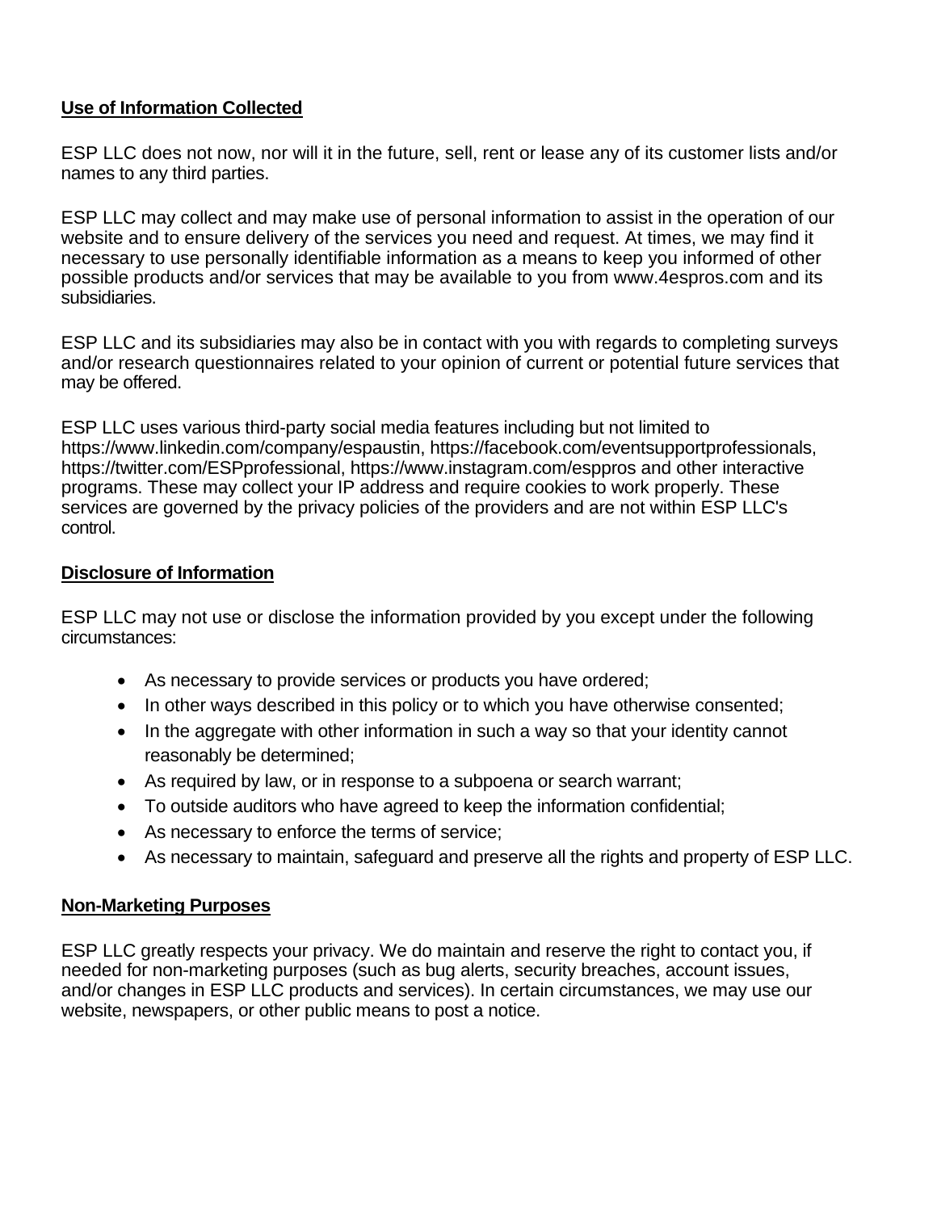## Use of Information Collected

ESP LLC does not now, nor will it in the future, sell, rent or lease any of its customer lists and/or names to any third parties.

ESP LLC may collect and may make use of personal information to assist in the operation of our website and to ensure delivery of the services you need and request. At times, we may find it necessary to use personally identifiable information as a means to keep you informed of other possible products and/or services that may be available to you from www.4espros.com and its subsidiaries.

ESP LLC and its subsidiaries may also be in contact with you with regards to completing surveys and/or research questionnaires related to your opinion of current or potential future services that may be offered.

ESP LLC uses various third-party social media features including but not limited to https://www.linkedin.com/company/espaustin, https://facebook.com/eventsupportprofessionals, https://twitter.com/ESPprofessional, https://www.instagram.com/esppros and other interactive programs. These may collect your IP address and require cookies to work properly. These services are governed by the privacy policies of the providers and are not within ESP LLC's control.

## Disclosure of Information

ESP LLC may not use or disclose the information provided by you except under the following circumstances:

- As necessary to provide services or products you have ordered;
- In other ways described in this policy or to which you have otherwise consented;
- In the aggregate with other information in such a way so that your identity cannot reasonably be determined;
- As required by law, or in response to a subpoena or search warrant;
- To outside auditors who have agreed to keep the information confidential;
- As necessary to enforce the terms of service;
- As necessary to maintain, safeguard and preserve all the rights and property of ESP LLC.

## Non-Marketing Purposes

ESP LLC greatly respects your privacy. We do maintain and reserve the right to contact you, if needed for non-marketing purposes (such as bug alerts, security breaches, account issues, and/or changes in ESP LLC products and services). In certain circumstances, we may use our website, newspapers, or other public means to post a notice.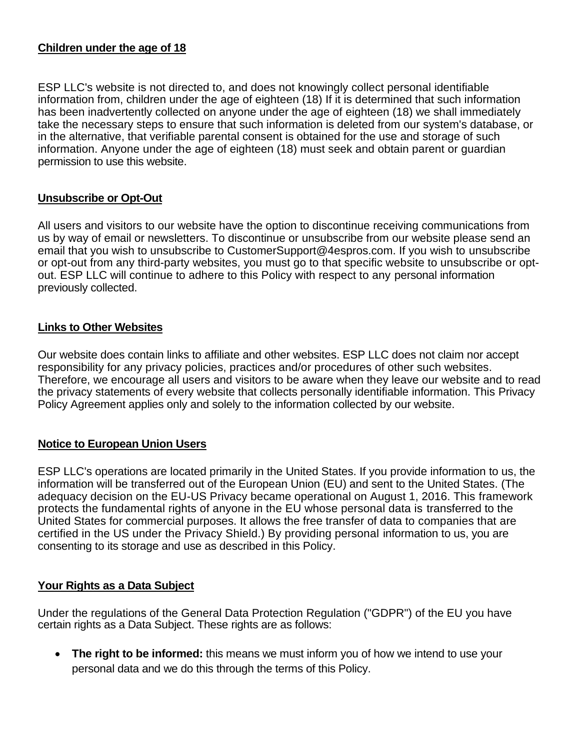**Children under the age of 18**

ESP LLC's website is not directed to, and does not knowingly collect personal identifiable information from, children under the age of eighteen (18) If it is determined that such information has been inadvertently collected on anyone under the age of eighteen (18) we shall immediately take the necessary steps to ensure that such information is deleted from our system's database, or in the alternative, that verifiable parental consent is obtained for the use and storage of such information. Anyone under the age of eighteen (18) must seek and obtain parent or guardian permission to use this website.

**Unsubscribe or Opt-Out**

All users and visitors to our website have the option to discontinue receiving communications from us by way of email or newsletters. To discontinue or unsubscribe from our website please send an email that you wish to unsubscribe to CustomerSupport@4espros.com. If you wish to unsubscribe or opt-out from any third-party websites, you must go to that specific website to unsubscribe or opt-out. ESP LLC will continue to adhere to this Policy with respect to any personal information previously collected.

**Links to Other Websites**

Our website does contain links to affiliate and other websites. ESP LLC does not claim nor accept responsibility for any privacy policies, practices and/or procedures of other such websites. Therefore, we encourage all users and visitors to be aware when they leave our website and to read the privacy statements of every website that collects personally identifiable information. This Privacy Policy Agreement applies only and solely to the information collected by our website.

**Notice to European Union Users**

ESP LLC's operations are located primarily in the United States. If you provide information to us, the information will be transferred out of the European Union (EU) and sent to the United States. (The adequacy decision on the EU-US Privacy became operational on August 1, 2016. This framework protects the fundamental rights of anyone in the EU whose personal data is transferred to the United States for commercial purposes. It allows the free transfer of data to companies that are certified in the US under the Privacy Shield.) By providing personal information to us, you are consenting to its storage and use as described in this Policy.

**Your Rights as a Data Subject**

Under the regulations of the General Data Protection Regulation ("GDPR") of the EU you have certain rights as a Data Subject. These rights are as follows:

- **The right to be informed:** this means we must inform you of how we intend to use your personal data and we do this through the terms of this Policy.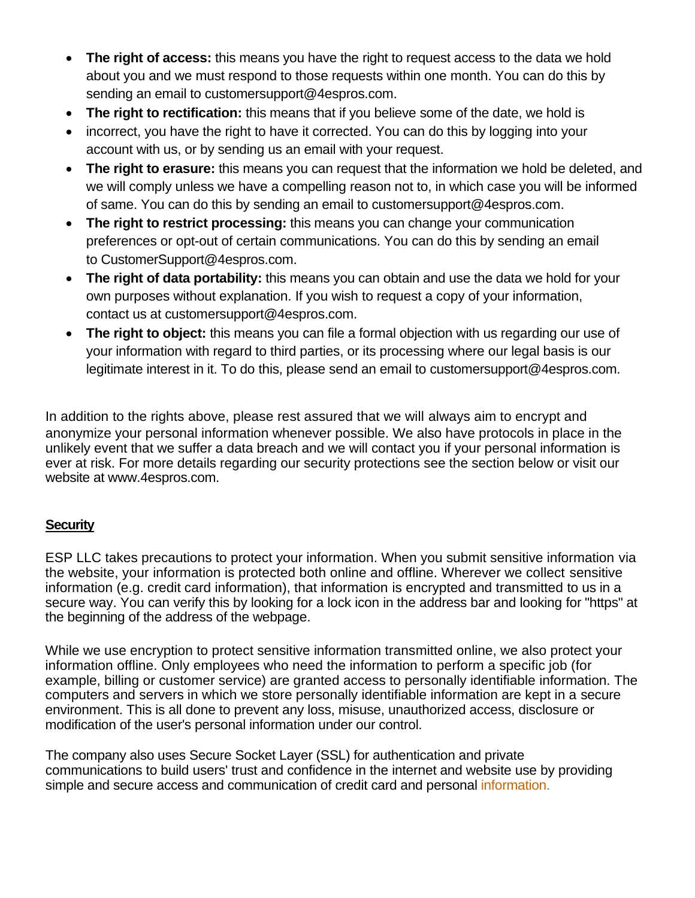- **The right of access:** this means you have the right to request access to the data we hold about you and we must respond to those requests within one month. You can do this by sending an email to customersupport@4espros.com.
- **The right to rectification:** this means that if you believe some of the date, we hold is
- incorrect, you have the right to have it corrected. You can do this by logging into your account with us, or by sending us an email with your request.
- **The right to erasure:** this means you can request that the information we hold be deleted, and we will comply unless we have a compelling reason not to, in which case you will be informed of same. You can do this by sending an email to customersupport@4espros.com.
- **The right to restrict processing:** this means you can change your communication preferences or opt-out of certain communications. You can do this by sending an email to CustomerSupport@4espros.com.
- **The right of data portability:** this means you can obtain and use the data we hold for your own purposes without explanation. If you wish to request a copy of your information, contact us at customersupport@4espros.com.
- **The right to object:** this means you can file a formal objection with us regarding our use of your information with regard to third parties, or its processing where our legal basis is our legitimate interest in it. To do this, please send an email to customersupport@4espros.com.

In addition to the rights above, please rest assured that we will always aim to encrypt and anonymize your personal information whenever possible. We also have protocols in place in the unlikely event that we suffer a data breach and we will contact you if your personal information is ever at risk. For more details regarding our security protections see the section below or visit our website at www.4espros.com.

## Security

ESP LLC takes precautions to protect your information. When you submit sensitive information via the website, your information is protected both online and offline. Wherever we collect sensitive information (e.g. credit card information), that information is encrypted and transmitted to us in a secure way. You can verify this by looking for a lock icon in the address bar and looking for "https" at the beginning of the address of the webpage.

While we use encryption to protect sensitive information transmitted online, we also protect your information offline. Only employees who need the information to perform a specific job (for example, billing or customer service) are granted access to personally identifiable information. The computers and servers in which we store personally identifiable information are kept in a secure environment. This is all done to prevent any loss, misuse, unauthorized access, disclosure or modification of the user's personal information under our control.

The company also uses Secure Socket Layer (SSL) for authentication and private communications to build users' trust and confidence in the internet and website use by providing simple and secure access and communication of credit card and personal information.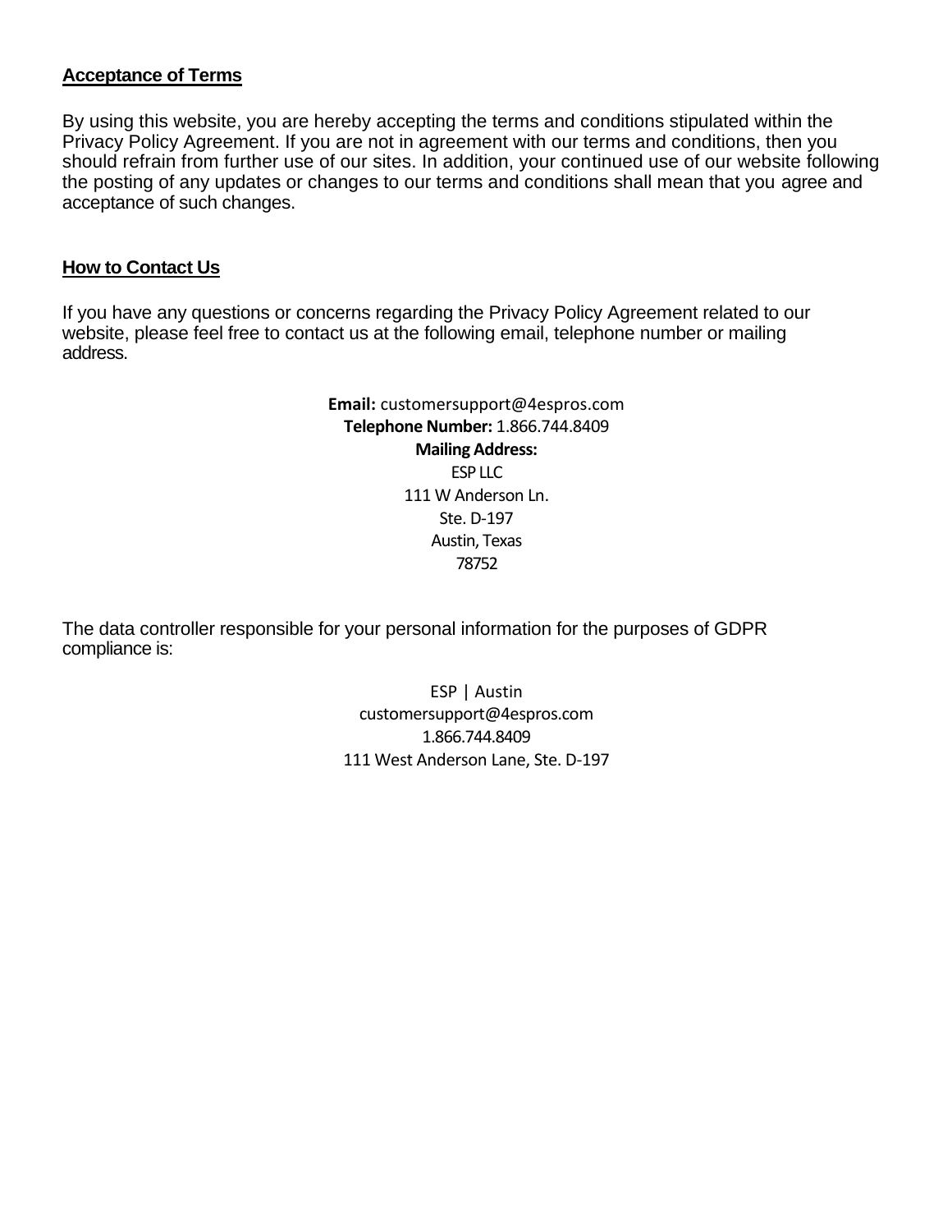## **Acceptance of Terms**

By using this website, you are hereby accepting the terms and conditions stipulated within the Privacy Policy Agreement. If you are not in agreement with our terms and conditions, then you should refrain from further use of our sites. In addition, your continued use of our website following the posting of any updates or changes to our terms and conditions shall mean that you agree and acceptance of such changes.

## **How to Contact Us**

If you have any questions or concerns regarding the Privacy Policy Agreement related to our website, please feel free to contact us at the following email, telephone number or mailing address.

**Email:** customersupport@4espros.com
**Telephone Number:** 1.866.744.8409
**Mailing Address:**
ESP LLC
111 W Anderson Ln.
Ste. D-197
Austin, Texas
78752

The data controller responsible for your personal information for the purposes of GDPR compliance is:

ESP | Austin
customersupport@4espros.com
1.866.744.8409
111 West Anderson Lane, Ste. D-197